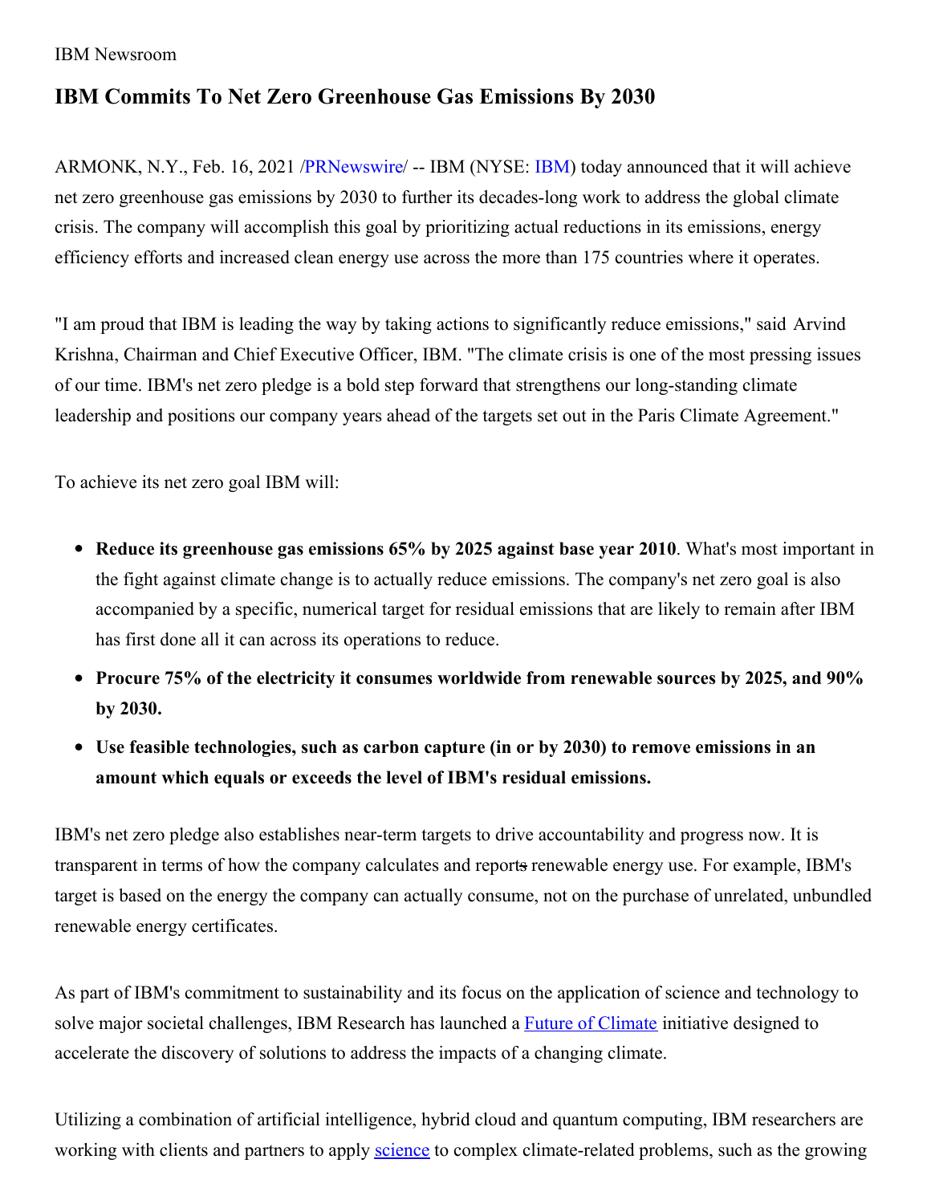IBM Newsroom

# IBM Commits To Net Zero Greenhouse Gas Emissions By 2030

ARMONK, N.Y., Feb. 16, 2021 /PRNewswire/ -- IBM (NYSE: IBM) today announced that it will achieve net zero greenhouse gas emissions by 2030 to further its decades-long work to address the global climate crisis. The company will accomplish this goal by prioritizing actual reductions in its emissions, energy efficiency efforts and increased clean energy use across the more than 175 countries where it operates.

"I am proud that IBM is leading the way by taking actions to significantly reduce emissions," said Arvind Krishna, Chairman and Chief Executive Officer, IBM. "The climate crisis is one of the most pressing issues of our time. IBM's net zero pledge is a bold step forward that strengthens our long-standing climate leadership and positions our company years ahead of the targets set out in the Paris Climate Agreement."

To achieve its net zero goal IBM will:

- **Reduce its greenhouse gas emissions 65% by 2025 against base year 2010**. What's most important in the fight against climate change is to actually reduce emissions. The company's net zero goal is also accompanied by a specific, numerical target for residual emissions that are likely to remain after IBM has first done all it can across its operations to reduce.
- **Procure 75% of the electricity it consumes worldwide from renewable sources by 2025, and 90% by 2030.**
- **Use feasible technologies, such as carbon capture (in or by 2030) to remove emissions in an amount which equals or exceeds the level of IBM's residual emissions.**

IBM's net zero pledge also establishes near-term targets to drive accountability and progress now. It is transparent in terms of how the company calculates and reports renewable energy use. For example, IBM's target is based on the energy the company can actually consume, not on the purchase of unrelated, unbundled renewable energy certificates.

As part of IBM's commitment to sustainability and its focus on the application of science and technology to solve major societal challenges, IBM Research has launched a Future of Climate initiative designed to accelerate the discovery of solutions to address the impacts of a changing climate.

Utilizing a combination of artificial intelligence, hybrid cloud and quantum computing, IBM researchers are working with clients and partners to apply science to complex climate-related problems, such as the growing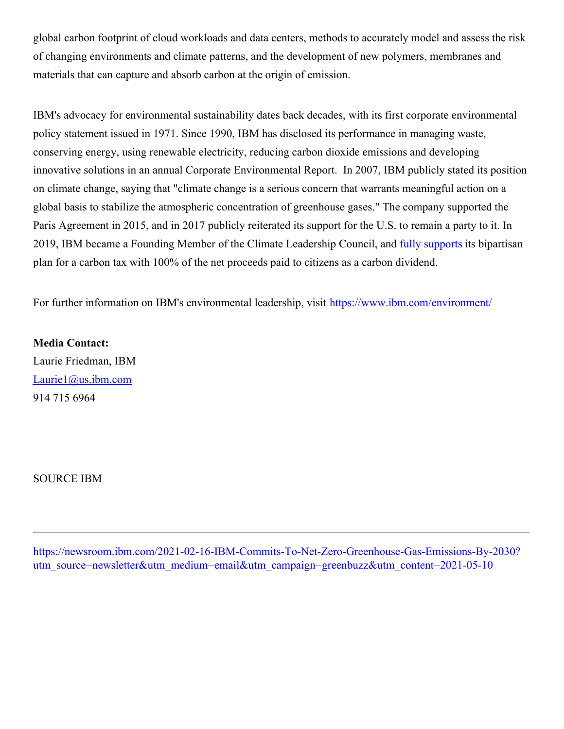global carbon footprint of cloud workloads and data centers, methods to accurately model and assess the risk of changing environments and climate patterns, and the development of new polymers, membranes and materials that can capture and absorb carbon at the origin of emission.

IBM's advocacy for environmental sustainability dates back decades, with its first corporate environmental policy statement issued in 1971. Since 1990, IBM has disclosed its performance in managing waste, conserving energy, using renewable electricity, reducing carbon dioxide emissions and developing innovative solutions in an annual Corporate Environmental Report. In 2007, IBM publicly stated its position on climate change, saying that "climate change is a serious concern that warrants meaningful action on a global basis to stabilize the atmospheric concentration of greenhouse gases." The company supported the Paris Agreement in 2015, and in 2017 publicly reiterated its support for the U.S. to remain a party to it. In 2019, IBM became a Founding Member of the Climate Leadership Council, and fully supports its bipartisan plan for a carbon tax with 100% of the net proceeds paid to citizens as a carbon dividend.

For further information on IBM's environmental leadership, visit https://www.ibm.com/environment/

**Media Contact:**
Laurie Friedman, IBM
Laurie1@us.ibm.com
914 715 6964

SOURCE IBM

---

https://newsroom.ibm.com/2021-02-16-IBM-Commits-To-Net-Zero-Greenhouse-Gas-Emissions-By-2030?utm_source=newsletter&utm_medium=email&utm_campaign=greenbuzz&utm_content=2021-05-10